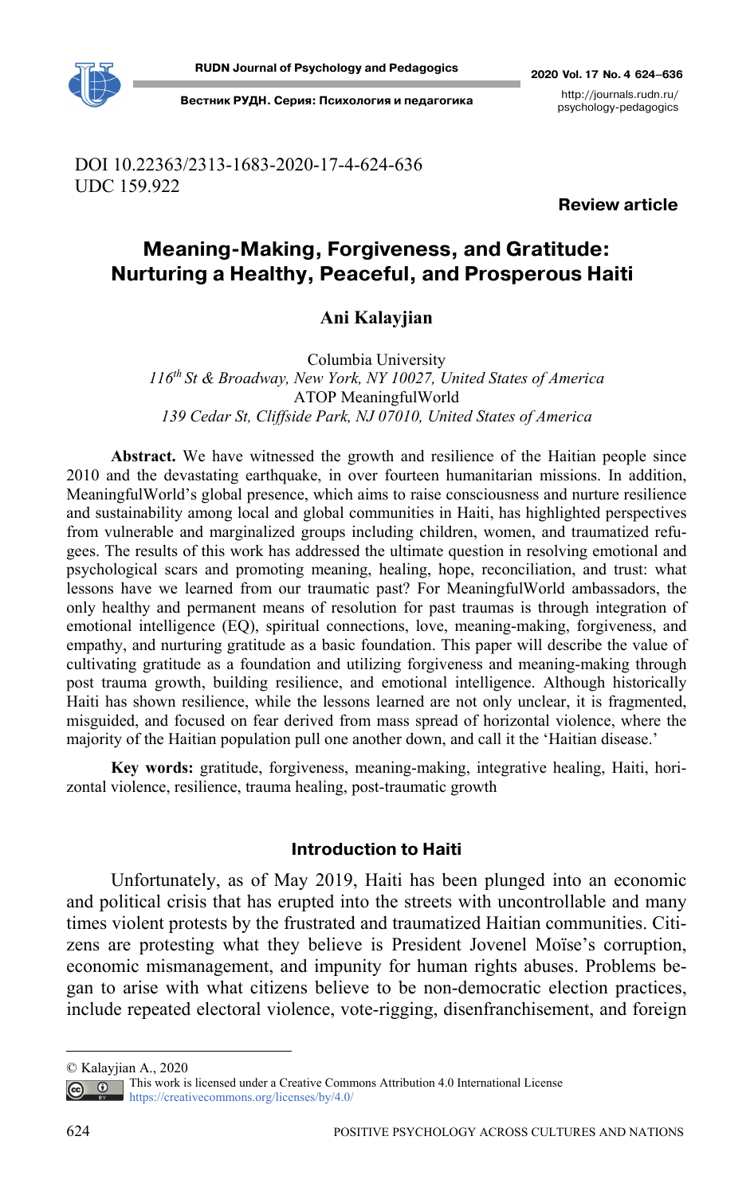DOI 10.22363/2313-1683-2020-17-4-624-636
UDC 159.922

**Review article**

# Meaning-Making, Forgiveness, and Gratitude: Nurturing a Healthy, Peaceful, and Prosperous Haiti

**Ani Kalayjian**

Columbia University
*116th St & Broadway, New York, NY 10027, United States of America*
ATOP MeaningfulWorld
*139 Cedar St, Cliffside Park, NJ 07010, United States of America*

**Abstract.** We have witnessed the growth and resilience of the Haitian people since 2010 and the devastating earthquake, in over fourteen humanitarian missions. In addition, MeaningfulWorld's global presence, which aims to raise consciousness and nurture resilience and sustainability among local and global communities in Haiti, has highlighted perspectives from vulnerable and marginalized groups including children, women, and traumatized refugees. The results of this work has addressed the ultimate question in resolving emotional and psychological scars and promoting meaning, healing, hope, reconciliation, and trust: what lessons have we learned from our traumatic past? For MeaningfulWorld ambassadors, the only healthy and permanent means of resolution for past traumas is through integration of emotional intelligence (EQ), spiritual connections, love, meaning-making, forgiveness, and empathy, and nurturing gratitude as a basic foundation. This paper will describe the value of cultivating gratitude as a foundation and utilizing forgiveness and meaning-making through post trauma growth, building resilience, and emotional intelligence. Although historically Haiti has shown resilience, while the lessons learned are not only unclear, it is fragmented, misguided, and focused on fear derived from mass spread of horizontal violence, where the majority of the Haitian population pull one another down, and call it the 'Haitian disease.'

**Key words:** gratitude, forgiveness, meaning-making, integrative healing, Haiti, horizontal violence, resilience, trauma healing, post-traumatic growth

## Introduction to Haiti

Unfortunately, as of May 2019, Haiti has been plunged into an economic and political crisis that has erupted into the streets with uncontrollable and many times violent protests by the frustrated and traumatized Haitian communities. Citizens are protesting what they believe is President Jovenel Moïse's corruption, economic mismanagement, and impunity for human rights abuses. Problems began to arise with what citizens believe to be non-democratic election practices, include repeated electoral violence, vote-rigging, disenfranchisement, and foreign

---

© Kalayjian A., 2020
This work is licensed under a Creative Commons Attribution 4.0 International License
https://creativecommons.org/licenses/by/4.0/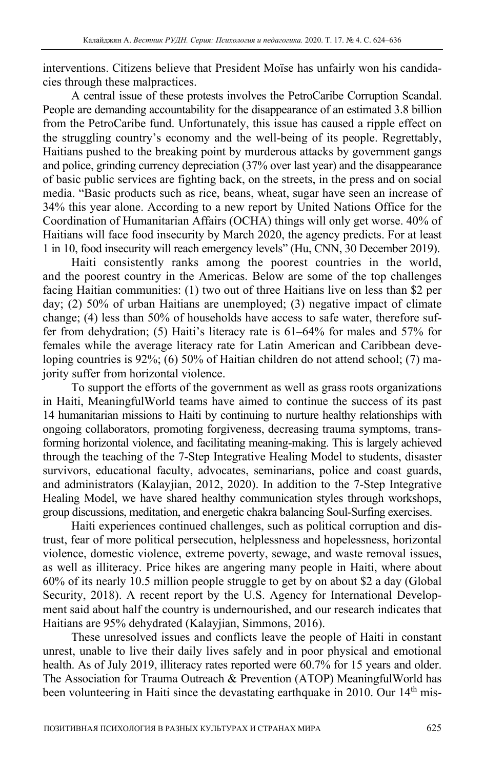interventions. Citizens believe that President Moïse has unfairly won his candidacies through these malpractices.

A central issue of these protests involves the PetroCaribe Corruption Scandal. People are demanding accountability for the disappearance of an estimated 3.8 billion from the PetroCaribe fund. Unfortunately, this issue has caused a ripple effect on the struggling country's economy and the well-being of its people. Regrettably, Haitians pushed to the breaking point by murderous attacks by government gangs and police, grinding currency depreciation (37% over last year) and the disappearance of basic public services are fighting back, on the streets, in the press and on social media. "Basic products such as rice, beans, wheat, sugar have seen an increase of 34% this year alone. According to a new report by United Nations Office for the Coordination of Humanitarian Affairs (OCHA) things will only get worse. 40% of Haitians will face food insecurity by March 2020, the agency predicts. For at least 1 in 10, food insecurity will reach emergency levels" (Hu, CNN, 30 December 2019).

Haiti consistently ranks among the poorest countries in the world, and the poorest country in the Americas. Below are some of the top challenges facing Haitian communities: (1) two out of three Haitians live on less than $2 per day; (2) 50% of urban Haitians are unemployed; (3) negative impact of climate change; (4) less than 50% of households have access to safe water, therefore suffer from dehydration; (5) Haiti's literacy rate is 61–64% for males and 57% for females while the average literacy rate for Latin American and Caribbean developing countries is 92%; (6) 50% of Haitian children do not attend school; (7) majority suffer from horizontal violence.

To support the efforts of the government as well as grass roots organizations in Haiti, MeaningfulWorld teams have aimed to continue the success of its past 14 humanitarian missions to Haiti by continuing to nurture healthy relationships with ongoing collaborators, promoting forgiveness, decreasing trauma symptoms, transforming horizontal violence, and facilitating meaning-making. This is largely achieved through the teaching of the 7-Step Integrative Healing Model to students, disaster survivors, educational faculty, advocates, seminarians, police and coast guards, and administrators (Kalayjian, 2012, 2020). In addition to the 7-Step Integrative Healing Model, we have shared healthy communication styles through workshops, group discussions, meditation, and energetic chakra balancing Soul-Surfing exercises.

Haiti experiences continued challenges, such as political corruption and distrust, fear of more political persecution, helplessness and hopelessness, horizontal violence, domestic violence, extreme poverty, sewage, and waste removal issues, as well as illiteracy. Price hikes are angering many people in Haiti, where about 60% of its nearly 10.5 million people struggle to get by on about $2 a day (Global Security, 2018). A recent report by the U.S. Agency for International Development said about half the country is undernourished, and our research indicates that Haitians are 95% dehydrated (Kalayjian, Simmons, 2016).

These unresolved issues and conflicts leave the people of Haiti in constant unrest, unable to live their daily lives safely and in poor physical and emotional health. As of July 2019, illiteracy rates reported were 60.7% for 15 years and older. The Association for Trauma Outreach & Prevention (ATOP) MeaningfulWorld has been volunteering in Haiti since the devastating earthquake in 2010. Our 14th mis-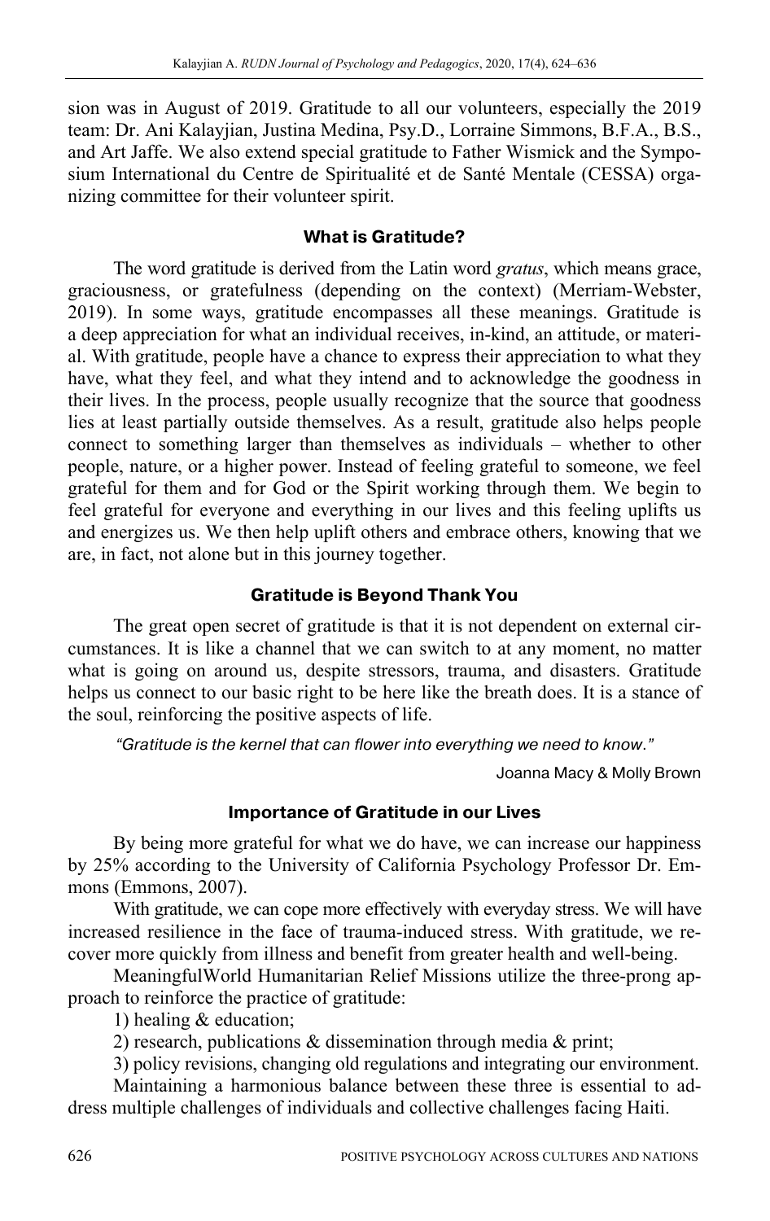sion was in August of 2019. Gratitude to all our volunteers, especially the 2019 team: Dr. Ani Kalayjian, Justina Medina, Psy.D., Lorraine Simmons, B.F.A., B.S., and Art Jaffe. We also extend special gratitude to Father Wismick and the Symposium International du Centre de Spiritualité et de Santé Mentale (CESSA) organizing committee for their volunteer spirit.

## What is Gratitude?

The word gratitude is derived from the Latin word *gratus*, which means grace, graciousness, or gratefulness (depending on the context) (Merriam-Webster, 2019). In some ways, gratitude encompasses all these meanings. Gratitude is a deep appreciation for what an individual receives, in-kind, an attitude, or material. With gratitude, people have a chance to express their appreciation to what they have, what they feel, and what they intend and to acknowledge the goodness in their lives. In the process, people usually recognize that the source that goodness lies at least partially outside themselves. As a result, gratitude also helps people connect to something larger than themselves as individuals – whether to other people, nature, or a higher power. Instead of feeling grateful to someone, we feel grateful for them and for God or the Spirit working through them. We begin to feel grateful for everyone and everything in our lives and this feeling uplifts us and energizes us. We then help uplift others and embrace others, knowing that we are, in fact, not alone but in this journey together.

## Gratitude is Beyond Thank You

The great open secret of gratitude is that it is not dependent on external circumstances. It is like a channel that we can switch to at any moment, no matter what is going on around us, despite stressors, trauma, and disasters. Gratitude helps us connect to our basic right to be here like the breath does. It is a stance of the soul, reinforcing the positive aspects of life.

> *"Gratitude is the kernel that can flower into everything we need to know."*
>
> Joanna Macy & Molly Brown

## Importance of Gratitude in our Lives

By being more grateful for what we do have, we can increase our happiness by 25% according to the University of California Psychology Professor Dr. Emmons (Emmons, 2007).

With gratitude, we can cope more effectively with everyday stress. We will have increased resilience in the face of trauma-induced stress. With gratitude, we recover more quickly from illness and benefit from greater health and well-being.

MeaningfulWorld Humanitarian Relief Missions utilize the three-prong approach to reinforce the practice of gratitude:

1) healing & education;

2) research, publications & dissemination through media & print;

3) policy revisions, changing old regulations and integrating our environment.

Maintaining a harmonious balance between these three is essential to address multiple challenges of individuals and collective challenges facing Haiti.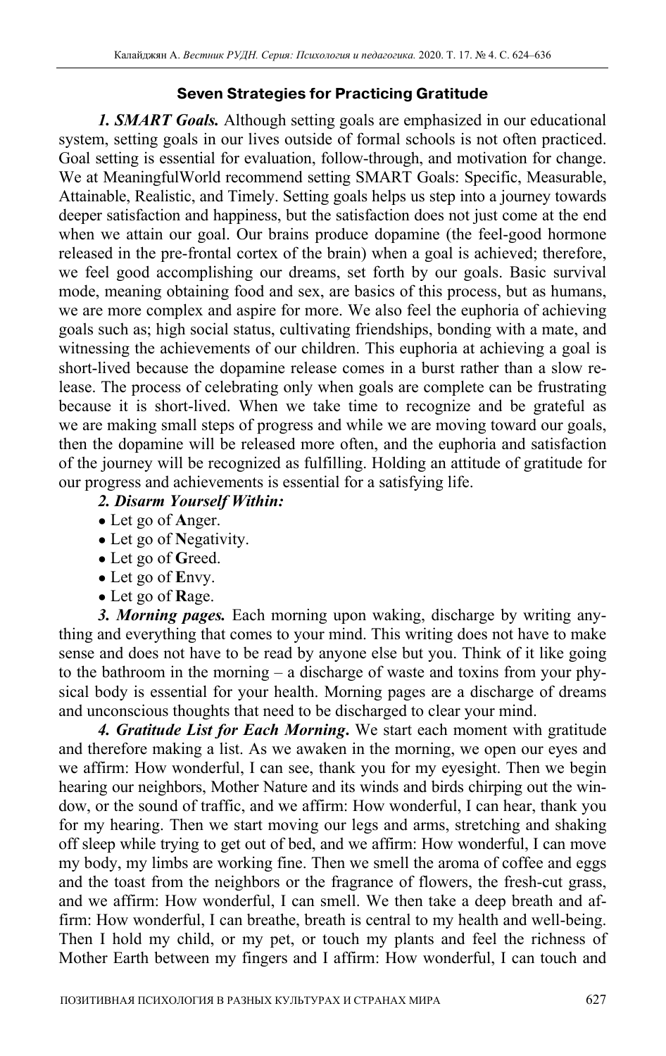### Seven Strategies for Practicing Gratitude

***1. SMART Goals.*** Although setting goals are emphasized in our educational system, setting goals in our lives outside of formal schools is not often practiced. Goal setting is essential for evaluation, follow-through, and motivation for change. We at MeaningfulWorld recommend setting SMART Goals: Specific, Measurable, Attainable, Realistic, and Timely. Setting goals helps us step into a journey towards deeper satisfaction and happiness, but the satisfaction does not just come at the end when we attain our goal. Our brains produce dopamine (the feel-good hormone released in the pre-frontal cortex of the brain) when a goal is achieved; therefore, we feel good accomplishing our dreams, set forth by our goals. Basic survival mode, meaning obtaining food and sex, are basics of this process, but as humans, we are more complex and aspire for more. We also feel the euphoria of achieving goals such as; high social status, cultivating friendships, bonding with a mate, and witnessing the achievements of our children. This euphoria at achieving a goal is short-lived because the dopamine release comes in a burst rather than a slow release. The process of celebrating only when goals are complete can be frustrating because it is short-lived. When we take time to recognize and be grateful as we are making small steps of progress and while we are moving toward our goals, then the dopamine will be released more often, and the euphoria and satisfaction of the journey will be recognized as fulfilling. Holding an attitude of gratitude for our progress and achievements is essential for a satisfying life.

***2. Disarm Yourself Within:***

- Let go of **A**nger.
- Let go of **N**egativity.
- Let go of **G**reed.
- Let go of **E**nvy.
- Let go of **R**age.

***3. Morning pages.*** Each morning upon waking, discharge by writing anything and everything that comes to your mind. This writing does not have to make sense and does not have to be read by anyone else but you. Think of it like going to the bathroom in the morning – a discharge of waste and toxins from your physical body is essential for your health. Morning pages are a discharge of dreams and unconscious thoughts that need to be discharged to clear your mind.

***4. Gratitude List for Each Morning*****.** We start each moment with gratitude and therefore making a list. As we awaken in the morning, we open our eyes and we affirm: How wonderful, I can see, thank you for my eyesight. Then we begin hearing our neighbors, Mother Nature and its winds and birds chirping out the window, or the sound of traffic, and we affirm: How wonderful, I can hear, thank you for my hearing. Then we start moving our legs and arms, stretching and shaking off sleep while trying to get out of bed, and we affirm: How wonderful, I can move my body, my limbs are working fine. Then we smell the aroma of coffee and eggs and the toast from the neighbors or the fragrance of flowers, the fresh-cut grass, and we affirm: How wonderful, I can smell. We then take a deep breath and affirm: How wonderful, I can breathe, breath is central to my health and well-being. Then I hold my child, or my pet, or touch my plants and feel the richness of Mother Earth between my fingers and I affirm: How wonderful, I can touch and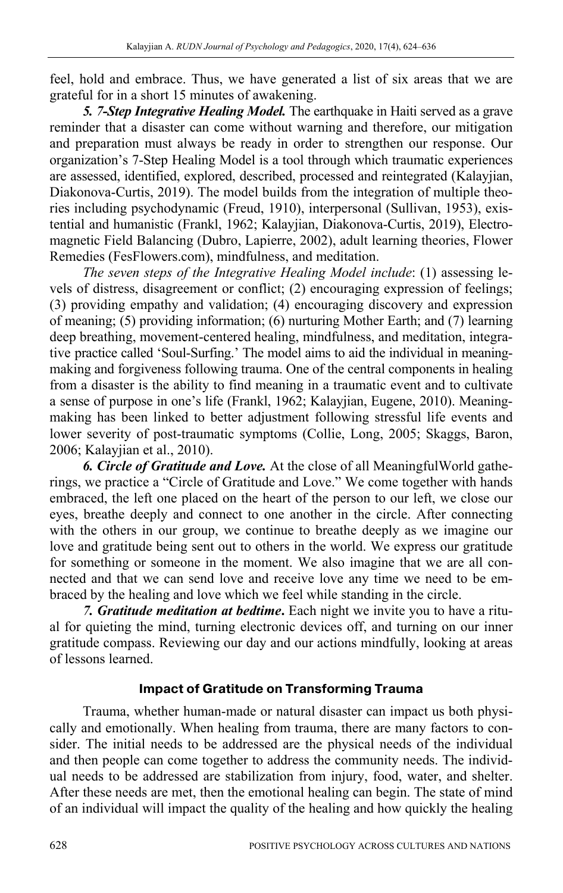feel, hold and embrace. Thus, we have generated a list of six areas that we are grateful for in a short 15 minutes of awakening.

***5. 7-Step Integrative Healing Model.*** The earthquake in Haiti served as a grave reminder that a disaster can come without warning and therefore, our mitigation and preparation must always be ready in order to strengthen our response. Our organization's 7-Step Healing Model is a tool through which traumatic experiences are assessed, identified, explored, described, processed and reintegrated (Kalayjian, Diakonova-Curtis, 2019). The model builds from the integration of multiple theories including psychodynamic (Freud, 1910), interpersonal (Sullivan, 1953), existential and humanistic (Frankl, 1962; Kalayjian, Diakonova-Curtis, 2019), Electromagnetic Field Balancing (Dubro, Lapierre, 2002), adult learning theories, Flower Remedies (FesFlowers.com), mindfulness, and meditation.

*The seven steps of the Integrative Healing Model include*: (1) assessing levels of distress, disagreement or conflict; (2) encouraging expression of feelings; (3) providing empathy and validation; (4) encouraging discovery and expression of meaning; (5) providing information; (6) nurturing Mother Earth; and (7) learning deep breathing, movement-centered healing, mindfulness, and meditation, integrative practice called 'Soul-Surfing.' The model aims to aid the individual in meaning-making and forgiveness following trauma. One of the central components in healing from a disaster is the ability to find meaning in a traumatic event and to cultivate a sense of purpose in one's life (Frankl, 1962; Kalayjian, Eugene, 2010). Meaning-making has been linked to better adjustment following stressful life events and lower severity of post-traumatic symptoms (Collie, Long, 2005; Skaggs, Baron, 2006; Kalayjian et al., 2010).

***6. Circle of Gratitude and Love.*** At the close of all MeaningfulWorld gatherings, we practice a "Circle of Gratitude and Love." We come together with hands embraced, the left one placed on the heart of the person to our left, we close our eyes, breathe deeply and connect to one another in the circle. After connecting with the others in our group, we continue to breathe deeply as we imagine our love and gratitude being sent out to others in the world. We express our gratitude for something or someone in the moment. We also imagine that we are all connected and that we can send love and receive love any time we need to be embraced by the healing and love which we feel while standing in the circle.

***7. Gratitude meditation at bedtime*.** Each night we invite you to have a ritual for quieting the mind, turning electronic devices off, and turning on our inner gratitude compass. Reviewing our day and our actions mindfully, looking at areas of lessons learned.

## Impact of Gratitude on Transforming Trauma

Trauma, whether human-made or natural disaster can impact us both physically and emotionally. When healing from trauma, there are many factors to consider. The initial needs to be addressed are the physical needs of the individual and then people can come together to address the community needs. The individual needs to be addressed are stabilization from injury, food, water, and shelter. After these needs are met, then the emotional healing can begin. The state of mind of an individual will impact the quality of the healing and how quickly the healing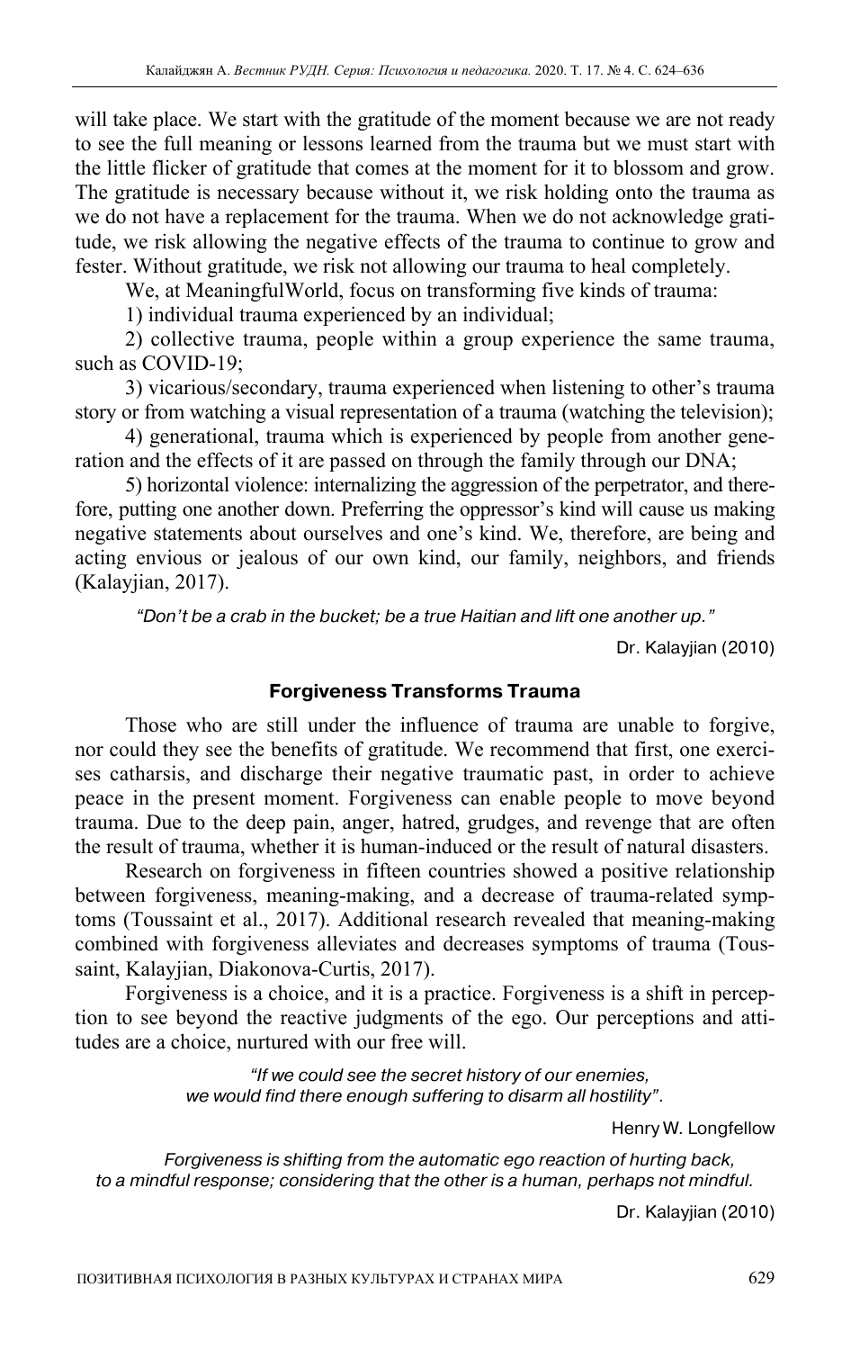will take place. We start with the gratitude of the moment because we are not ready to see the full meaning or lessons learned from the trauma but we must start with the little flicker of gratitude that comes at the moment for it to blossom and grow. The gratitude is necessary because without it, we risk holding onto the trauma as we do not have a replacement for the trauma. When we do not acknowledge gratitude, we risk allowing the negative effects of the trauma to continue to grow and fester. Without gratitude, we risk not allowing our trauma to heal completely.

We, at MeaningfulWorld, focus on transforming five kinds of trauma:

1) individual trauma experienced by an individual;

2) collective trauma, people within a group experience the same trauma, such as COVID-19;

3) vicarious/secondary, trauma experienced when listening to other's trauma story or from watching a visual representation of a trauma (watching the television);

4) generational, trauma which is experienced by people from another generation and the effects of it are passed on through the family through our DNA;

5) horizontal violence: internalizing the aggression of the perpetrator, and therefore, putting one another down. Preferring the oppressor's kind will cause us making negative statements about ourselves and one's kind. We, therefore, are being and acting envious or jealous of our own kind, our family, neighbors, and friends (Kalayjian, 2017).

*"Don't be a crab in the bucket; be a true Haitian and lift one another up."*

Dr. Kalayjian (2010)

## Forgiveness Transforms Trauma

Those who are still under the influence of trauma are unable to forgive, nor could they see the benefits of gratitude. We recommend that first, one exercises catharsis, and discharge their negative traumatic past, in order to achieve peace in the present moment. Forgiveness can enable people to move beyond trauma. Due to the deep pain, anger, hatred, grudges, and revenge that are often the result of trauma, whether it is human-induced or the result of natural disasters.

Research on forgiveness in fifteen countries showed a positive relationship between forgiveness, meaning-making, and a decrease of trauma-related symptoms (Toussaint et al., 2017). Additional research revealed that meaning-making combined with forgiveness alleviates and decreases symptoms of trauma (Toussaint, Kalayjian, Diakonova-Curtis, 2017).

Forgiveness is a choice, and it is a practice. Forgiveness is a shift in perception to see beyond the reactive judgments of the ego. Our perceptions and attitudes are a choice, nurtured with our free will.

*"If we could see the secret history of our enemies, we would find there enough suffering to disarm all hostility".*

Henry W. Longfellow

*Forgiveness is shifting from the automatic ego reaction of hurting back, to a mindful response; considering that the other is a human, perhaps not mindful.*

Dr. Kalayjian (2010)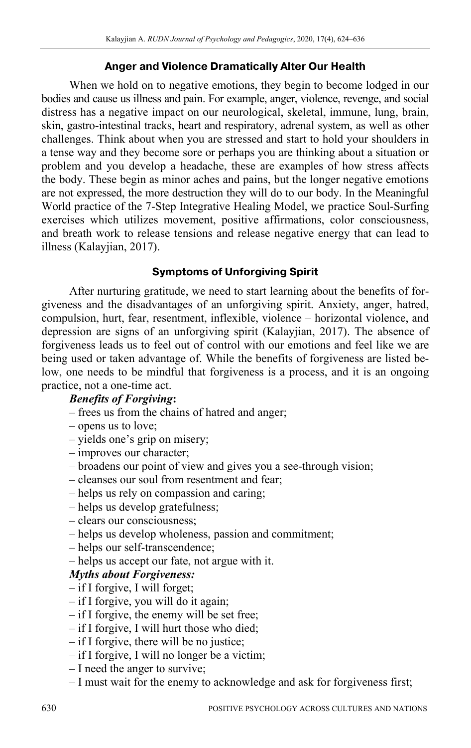## Anger and Violence Dramatically Alter Our Health

When we hold on to negative emotions, they begin to become lodged in our bodies and cause us illness and pain. For example, anger, violence, revenge, and social distress has a negative impact on our neurological, skeletal, immune, lung, brain, skin, gastro-intestinal tracks, heart and respiratory, adrenal system, as well as other challenges. Think about when you are stressed and start to hold your shoulders in a tense way and they become sore or perhaps you are thinking about a situation or problem and you develop a headache, these are examples of how stress affects the body. These begin as minor aches and pains, but the longer negative emotions are not expressed, the more destruction they will do to our body. In the Meaningful World practice of the 7-Step Integrative Healing Model, we practice Soul-Surfing exercises which utilizes movement, positive affirmations, color consciousness, and breath work to release tensions and release negative energy that can lead to illness (Kalayjian, 2017).

## Symptoms of Unforgiving Spirit

After nurturing gratitude, we need to start learning about the benefits of forgiveness and the disadvantages of an unforgiving spirit. Anxiety, anger, hatred, compulsion, hurt, fear, resentment, inflexible, violence – horizontal violence, and depression are signs of an unforgiving spirit (Kalayjian, 2017). The absence of forgiveness leads us to feel out of control with our emotions and feel like we are being used or taken advantage of. While the benefits of forgiveness are listed below, one needs to be mindful that forgiveness is a process, and it is an ongoing practice, not a one-time act.

***Benefits of Forgiving*:**

– frees us from the chains of hatred and anger;
– opens us to love;
– yields one's grip on misery;
– improves our character;
– broadens our point of view and gives you a see-through vision;
– cleanses our soul from resentment and fear;
– helps us rely on compassion and caring;
– helps us develop gratefulness;
– clears our consciousness;
– helps us develop wholeness, passion and commitment;
– helps our self-transcendence;
– helps us accept our fate, not argue with it.

***Myths about Forgiveness:***

– if I forgive, I will forget;
– if I forgive, you will do it again;
– if I forgive, the enemy will be set free;
– if I forgive, I will hurt those who died;
– if I forgive, there will be no justice;
– if I forgive, I will no longer be a victim;
– I need the anger to survive;
– I must wait for the enemy to acknowledge and ask for forgiveness first;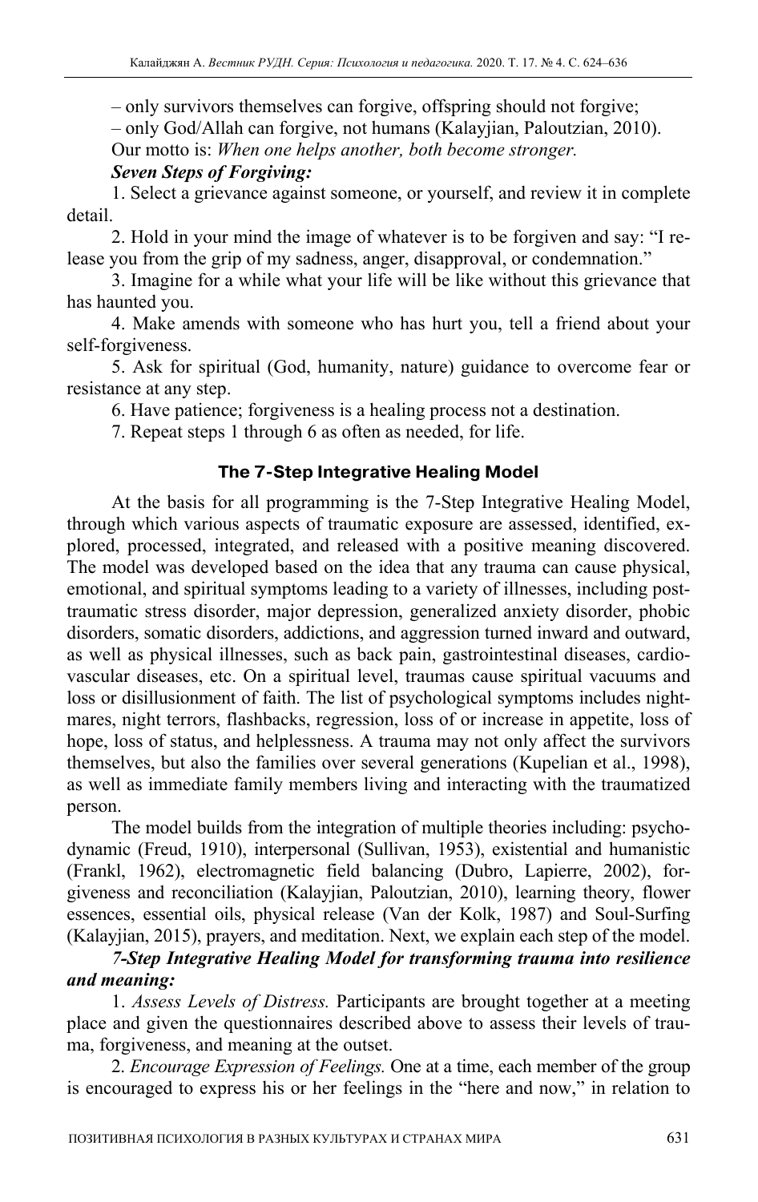– only survivors themselves can forgive, offspring should not forgive;

– only God/Allah can forgive, not humans (Kalayjian, Paloutzian, 2010).

Our motto is: *When one helps another, both become stronger.*

***Seven Steps of Forgiving:***

1. Select a grievance against someone, or yourself, and review it in complete detail.
2. Hold in your mind the image of whatever is to be forgiven and say: "I release you from the grip of my sadness, anger, disapproval, or condemnation."
3. Imagine for a while what your life will be like without this grievance that has haunted you.
4. Make amends with someone who has hurt you, tell a friend about your self-forgiveness.
5. Ask for spiritual (God, humanity, nature) guidance to overcome fear or resistance at any step.
6. Have patience; forgiveness is a healing process not a destination.
7. Repeat steps 1 through 6 as often as needed, for life.

## The 7-Step Integrative Healing Model

At the basis for all programming is the 7-Step Integrative Healing Model, through which various aspects of traumatic exposure are assessed, identified, explored, processed, integrated, and released with a positive meaning discovered. The model was developed based on the idea that any trauma can cause physical, emotional, and spiritual symptoms leading to a variety of illnesses, including post-traumatic stress disorder, major depression, generalized anxiety disorder, phobic disorders, somatic disorders, addictions, and aggression turned inward and outward, as well as physical illnesses, such as back pain, gastrointestinal diseases, cardiovascular diseases, etc. On a spiritual level, traumas cause spiritual vacuums and loss or disillusionment of faith. The list of psychological symptoms includes nightmares, night terrors, flashbacks, regression, loss of or increase in appetite, loss of hope, loss of status, and helplessness. A trauma may not only affect the survivors themselves, but also the families over several generations (Kupelian et al., 1998), as well as immediate family members living and interacting with the traumatized person.

The model builds from the integration of multiple theories including: psychodynamic (Freud, 1910), interpersonal (Sullivan, 1953), existential and humanistic (Frankl, 1962), electromagnetic field balancing (Dubro, Lapierre, 2002), forgiveness and reconciliation (Kalayjian, Paloutzian, 2010), learning theory, flower essences, essential oils, physical release (Van der Kolk, 1987) and Soul-Surfing (Kalayjian, 2015), prayers, and meditation. Next, we explain each step of the model.

***7-Step Integrative Healing Model for transforming trauma into resilience and meaning:***

1. *Assess Levels of Distress.* Participants are brought together at a meeting place and given the questionnaires described above to assess their levels of trauma, forgiveness, and meaning at the outset.
2. *Encourage Expression of Feelings.* One at a time, each member of the group is encouraged to express his or her feelings in the "here and now," in relation to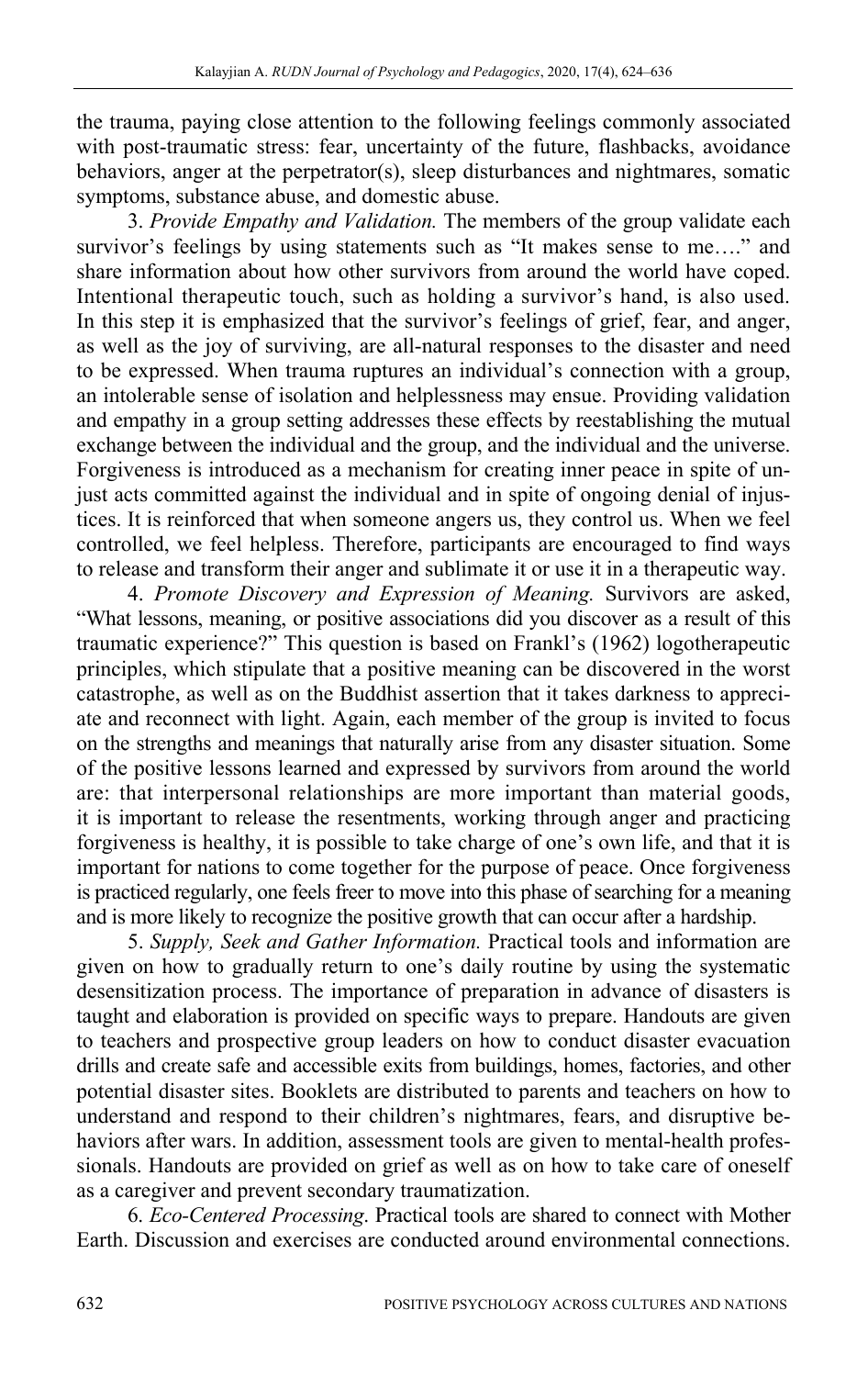the trauma, paying close attention to the following feelings commonly associated with post-traumatic stress: fear, uncertainty of the future, flashbacks, avoidance behaviors, anger at the perpetrator(s), sleep disturbances and nightmares, somatic symptoms, substance abuse, and domestic abuse.

3. *Provide Empathy and Validation.* The members of the group validate each survivor's feelings by using statements such as "It makes sense to me…." and share information about how other survivors from around the world have coped. Intentional therapeutic touch, such as holding a survivor's hand, is also used. In this step it is emphasized that the survivor's feelings of grief, fear, and anger, as well as the joy of surviving, are all-natural responses to the disaster and need to be expressed. When trauma ruptures an individual's connection with a group, an intolerable sense of isolation and helplessness may ensue. Providing validation and empathy in a group setting addresses these effects by reestablishing the mutual exchange between the individual and the group, and the individual and the universe. Forgiveness is introduced as a mechanism for creating inner peace in spite of unjust acts committed against the individual and in spite of ongoing denial of injustices. It is reinforced that when someone angers us, they control us. When we feel controlled, we feel helpless. Therefore, participants are encouraged to find ways to release and transform their anger and sublimate it or use it in a therapeutic way.

4. *Promote Discovery and Expression of Meaning.* Survivors are asked, "What lessons, meaning, or positive associations did you discover as a result of this traumatic experience?" This question is based on Frankl's (1962) logotherapeutic principles, which stipulate that a positive meaning can be discovered in the worst catastrophe, as well as on the Buddhist assertion that it takes darkness to appreciate and reconnect with light. Again, each member of the group is invited to focus on the strengths and meanings that naturally arise from any disaster situation. Some of the positive lessons learned and expressed by survivors from around the world are: that interpersonal relationships are more important than material goods, it is important to release the resentments, working through anger and practicing forgiveness is healthy, it is possible to take charge of one's own life, and that it is important for nations to come together for the purpose of peace. Once forgiveness is practiced regularly, one feels freer to move into this phase of searching for a meaning and is more likely to recognize the positive growth that can occur after a hardship.

5. *Supply, Seek and Gather Information.* Practical tools and information are given on how to gradually return to one's daily routine by using the systematic desensitization process. The importance of preparation in advance of disasters is taught and elaboration is provided on specific ways to prepare. Handouts are given to teachers and prospective group leaders on how to conduct disaster evacuation drills and create safe and accessible exits from buildings, homes, factories, and other potential disaster sites. Booklets are distributed to parents and teachers on how to understand and respond to their children's nightmares, fears, and disruptive behaviors after wars. In addition, assessment tools are given to mental-health professionals. Handouts are provided on grief as well as on how to take care of oneself as a caregiver and prevent secondary traumatization.

6. *Eco-Centered Processing.* Practical tools are shared to connect with Mother Earth. Discussion and exercises are conducted around environmental connections.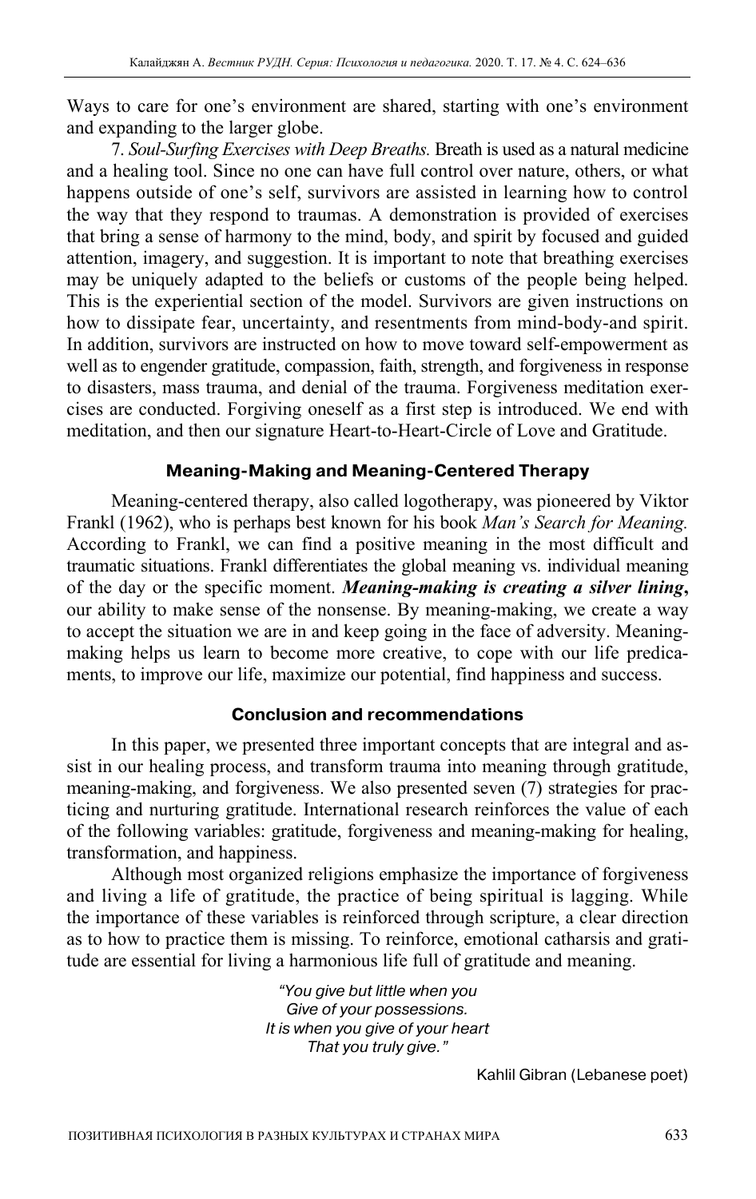Ways to care for one's environment are shared, starting with one's environment and expanding to the larger globe.

7. *Soul-Surfing Exercises with Deep Breaths.* Breath is used as a natural medicine and a healing tool. Since no one can have full control over nature, others, or what happens outside of one's self, survivors are assisted in learning how to control the way that they respond to traumas. A demonstration is provided of exercises that bring a sense of harmony to the mind, body, and spirit by focused and guided attention, imagery, and suggestion. It is important to note that breathing exercises may be uniquely adapted to the beliefs or customs of the people being helped. This is the experiential section of the model. Survivors are given instructions on how to dissipate fear, uncertainty, and resentments from mind-body-and spirit. In addition, survivors are instructed on how to move toward self-empowerment as well as to engender gratitude, compassion, faith, strength, and forgiveness in response to disasters, mass trauma, and denial of the trauma. Forgiveness meditation exercises are conducted. Forgiving oneself as a first step is introduced. We end with meditation, and then our signature Heart-to-Heart-Circle of Love and Gratitude.

## Meaning-Making and Meaning-Centered Therapy

Meaning-centered therapy, also called logotherapy, was pioneered by Viktor Frankl (1962), who is perhaps best known for his book *Man's Search for Meaning.* According to Frankl, we can find a positive meaning in the most difficult and traumatic situations. Frankl differentiates the global meaning vs. individual meaning of the day or the specific moment. ***Meaning-making is creating a silver lining*,** our ability to make sense of the nonsense. By meaning-making, we create a way to accept the situation we are in and keep going in the face of adversity. Meaning-making helps us learn to become more creative, to cope with our life predicaments, to improve our life, maximize our potential, find happiness and success.

## Conclusion and recommendations

In this paper, we presented three important concepts that are integral and assist in our healing process, and transform trauma into meaning through gratitude, meaning-making, and forgiveness. We also presented seven (7) strategies for practicing and nurturing gratitude. International research reinforces the value of each of the following variables: gratitude, forgiveness and meaning-making for healing, transformation, and happiness.

Although most organized religions emphasize the importance of forgiveness and living a life of gratitude, the practice of being spiritual is lagging. While the importance of these variables is reinforced through scripture, a clear direction as to how to practice them is missing. To reinforce, emotional catharsis and gratitude are essential for living a harmonious life full of gratitude and meaning.

*"You give but little when you*
*Give of your possessions.*
*It is when you give of your heart*
*That you truly give."*

Kahlil Gibran (Lebanese poet)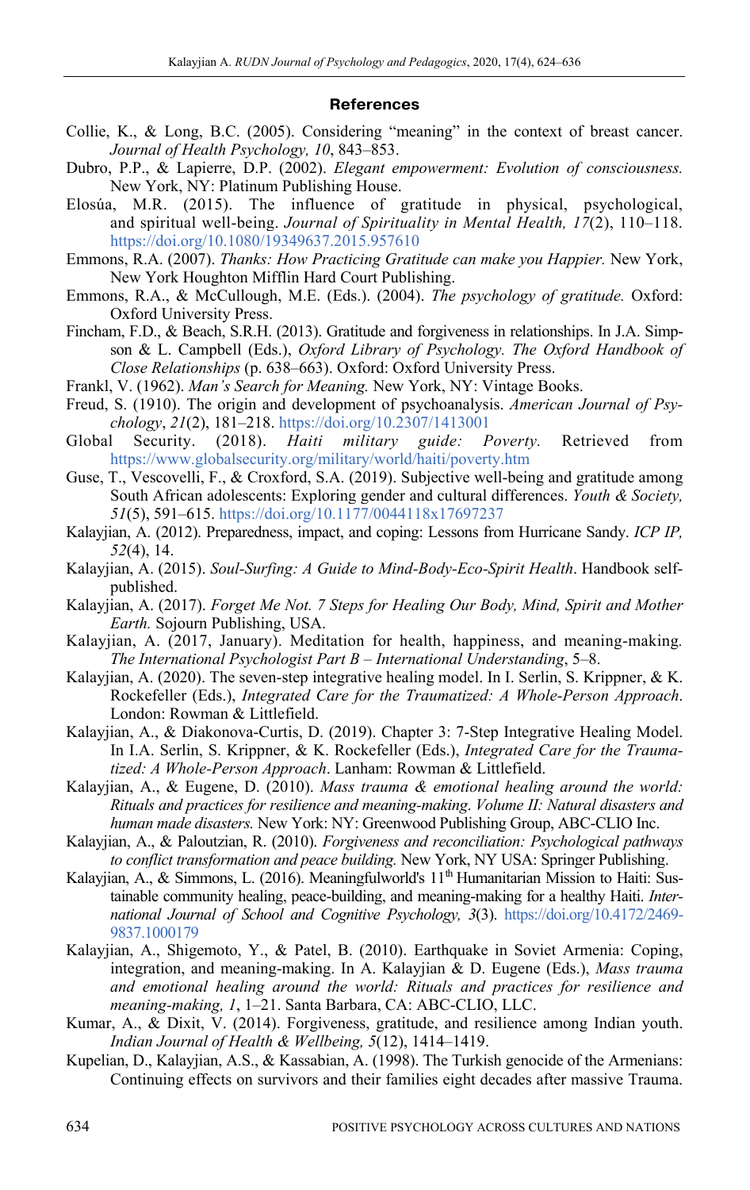## References

Collie, K., & Long, B.C. (2005). Considering “meaning” in the context of breast cancer. *Journal of Health Psychology, 10*, 843–853.

Dubro, P.P., & Lapierre, D.P. (2002). *Elegant empowerment: Evolution of consciousness.* New York, NY: Platinum Publishing House.

Elosúa, M.R. (2015). The influence of gratitude in physical, psychological, and spiritual well-being. *Journal of Spirituality in Mental Health, 17*(2), 110–118. https://doi.org/10.1080/19349637.2015.957610

Emmons, R.A. (2007). *Thanks: How Practicing Gratitude can make you Happier.* New York, New York Houghton Mifflin Hard Court Publishing.

Emmons, R.A., & McCullough, M.E. (Eds.). (2004). *The psychology of gratitude.* Oxford: Oxford University Press.

Fincham, F.D., & Beach, S.R.H. (2013). Gratitude and forgiveness in relationships. In J.A. Simpson & L. Campbell (Eds.), *Oxford Library of Psychology. The Oxford Handbook of Close Relationships* (p. 638–663). Oxford: Oxford University Press.

Frankl, V. (1962). *Man’s Search for Meaning.* New York, NY: Vintage Books.

Freud, S. (1910). The origin and development of psychoanalysis. *American Journal of Psychology*, *21*(2), 181–218. https://doi.org/10.2307/1413001

Global Security. (2018). *Haiti military guide: Poverty.* Retrieved from https://www.globalsecurity.org/military/world/haiti/poverty.htm

Guse, T., Vescovelli, F., & Croxford, S.A. (2019). Subjective well-being and gratitude among South African adolescents: Exploring gender and cultural differences. *Youth & Society, 51*(5), 591–615. https://doi.org/10.1177/0044118x17697237

Kalayjian, A. (2012). Preparedness, impact, and coping: Lessons from Hurricane Sandy. *ICP IP, 52*(4), 14.

Kalayjian, A. (2015). *Soul-Surfing: A Guide to Mind-Body-Eco-Spirit Health*. Handbook self-published.

Kalayjian, A. (2017). *Forget Me Not. 7 Steps for Healing Our Body, Mind, Spirit and Mother Earth.* Sojourn Publishing, USA.

Kalayjian, A. (2017, January). Meditation for health, happiness, and meaning-making. *The International Psychologist Part B – International Understanding*, 5–8.

Kalayjian, A. (2020). The seven-step integrative healing model. In I. Serlin, S. Krippner, & K. Rockefeller (Eds.), *Integrated Care for the Traumatized: A Whole-Person Approach*. London: Rowman & Littlefield.

Kalayjian, A., & Diakonova-Curtis, D. (2019). Chapter 3: 7-Step Integrative Healing Model. In I.A. Serlin, S. Krippner, & K. Rockefeller (Eds.), *Integrated Care for the Traumatized: A Whole-Person Approach*. Lanham: Rowman & Littlefield.

Kalayjian, A., & Eugene, D. (2010). *Mass trauma & emotional healing around the world: Rituals and practices for resilience and meaning-making. Volume II: Natural disasters and human made disasters.* New York: NY: Greenwood Publishing Group, ABC-CLIO Inc.

Kalayjian, A., & Paloutzian, R. (2010). *Forgiveness and reconciliation: Psychological pathways to conflict transformation and peace building.* New York, NY USA: Springer Publishing.

Kalayjian, A., & Simmons, L. (2016). Meaningfulworld's 11th Humanitarian Mission to Haiti: Sustainable community healing, peace-building, and meaning-making for a healthy Haiti. *International Journal of School and Cognitive Psychology, 3*(3). https://doi.org/10.4172/2469-9837.1000179

Kalayjian, A., Shigemoto, Y., & Patel, B. (2010). Earthquake in Soviet Armenia: Coping, integration, and meaning-making. In A. Kalayjian & D. Eugene (Eds.), *Mass trauma and emotional healing around the world: Rituals and practices for resilience and meaning-making, 1*, 1–21. Santa Barbara, CA: ABC-CLIO, LLC.

Kumar, A., & Dixit, V. (2014). Forgiveness, gratitude, and resilience among Indian youth. *Indian Journal of Health & Wellbeing, 5*(12), 1414–1419.

Kupelian, D., Kalayjian, A.S., & Kassabian, A. (1998). The Turkish genocide of the Armenians: Continuing effects on survivors and their families eight decades after massive Trauma.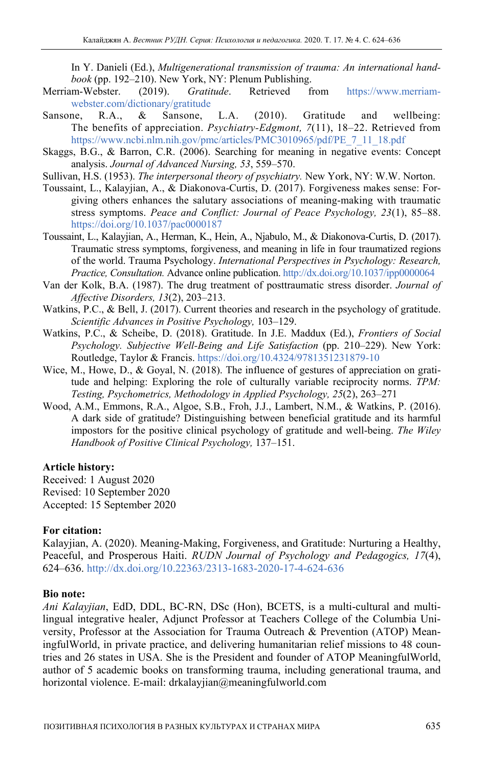In Y. Danieli (Ed.), *Multigenerational transmission of trauma: An international handbook* (pp. 192–210). New York, NY: Plenum Publishing.

Merriam-Webster. (2019). *Gratitude*. Retrieved from https://www.merriam-webster.com/dictionary/gratitude

Sansone, R.A., & Sansone, L.A. (2010). Gratitude and wellbeing: The benefits of appreciation. *Psychiatry-Edgmont, 7*(11), 18–22. Retrieved from https://www.ncbi.nlm.nih.gov/pmc/articles/PMC3010965/pdf/PE_7_11_18.pdf

Skaggs, B.G., & Barron, C.R. (2006). Searching for meaning in negative events: Concept analysis. *Journal of Advanced Nursing, 53*, 559–570.

Sullivan, H.S. (1953). *The interpersonal theory of psychiatry.* New York, NY: W.W. Norton.

Toussaint, L., Kalayjian, A., & Diakonova-Curtis, D. (2017). Forgiveness makes sense: Forgiving others enhances the salutary associations of meaning-making with traumatic stress symptoms. *Peace and Conflict: Journal of Peace Psychology, 23*(1), 85–88. https://doi.org/10.1037/pac0000187

Toussaint, L., Kalayjian, A., Herman, K., Hein, A., Njabulo, M., & Diakonova-Curtis, D. (2017). Traumatic stress symptoms, forgiveness, and meaning in life in four traumatized regions of the world. Trauma Psychology. *International Perspectives in Psychology: Research, Practice, Consultation.* Advance online publication. http://dx.doi.org/10.1037/ipp0000064

Van der Kolk, B.A. (1987). The drug treatment of posttraumatic stress disorder. *Journal of Affective Disorders, 13*(2), 203–213.

Watkins, P.C., & Bell, J. (2017). Current theories and research in the psychology of gratitude. *Scientific Advances in Positive Psychology,* 103–129.

Watkins, P.C., & Scheibe, D. (2018). Gratitude. In J.E. Maddux (Ed.), *Frontiers of Social Psychology. Subjective Well-Being and Life Satisfaction* (pp. 210–229). New York: Routledge, Taylor & Francis. https://doi.org/10.4324/9781351231879-10

Wice, M., Howe, D., & Goyal, N. (2018). The influence of gestures of appreciation on gratitude and helping: Exploring the role of culturally variable reciprocity norms. *TPM: Testing, Psychometrics, Methodology in Applied Psychology, 25*(2), 263–271

Wood, A.M., Emmons, R.A., Algoe, S.B., Froh, J.J., Lambert, N.M., & Watkins, P. (2016). A dark side of gratitude? Distinguishing between beneficial gratitude and its harmful impostors for the positive clinical psychology of gratitude and well-being. *The Wiley Handbook of Positive Clinical Psychology,* 137–151.

**Article history:**
Received: 1 August 2020
Revised: 10 September 2020
Accepted: 15 September 2020

**For citation:**
Kalayjian, A. (2020). Meaning-Making, Forgiveness, and Gratitude: Nurturing a Healthy, Peaceful, and Prosperous Haiti. *RUDN Journal of Psychology and Pedagogics, 17*(4), 624–636. http://dx.doi.org/10.22363/2313-1683-2020-17-4-624-636

**Bio note:**
*Ani Kalayjian*, EdD, DDL, BC-RN, DSc (Hon), BCETS, is a multi-cultural and multilingual integrative healer, Adjunct Professor at Teachers College of the Columbia University, Professor at the Association for Trauma Outreach & Prevention (ATOP) MeaningfulWorld, in private practice, and delivering humanitarian relief missions to 48 countries and 26 states in USA. She is the President and founder of ATOP MeaningfulWorld, author of 5 academic books on transforming trauma, including generational trauma, and horizontal violence. E-mail: drkalayjian@meaningfulworld.com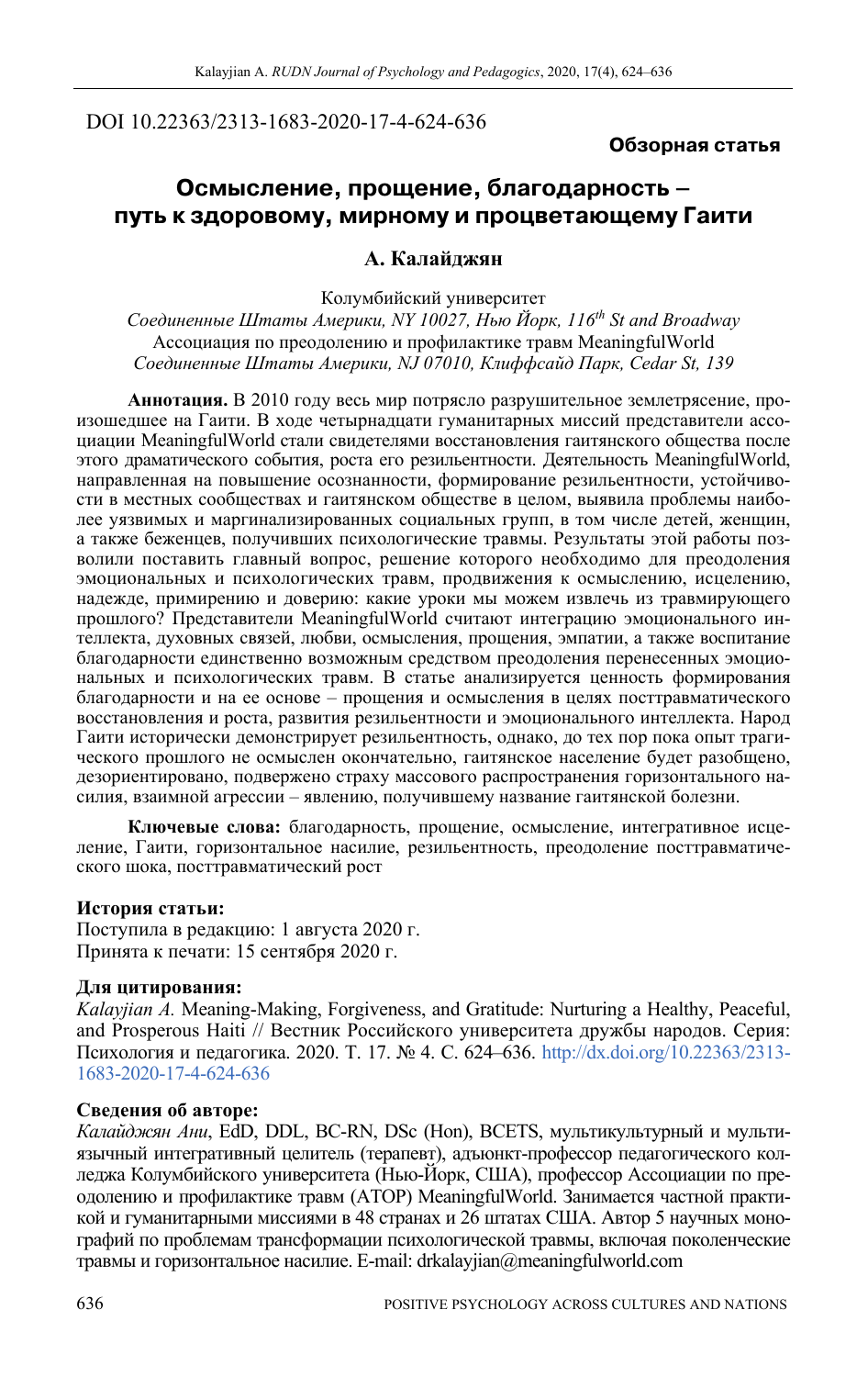DOI 10.22363/2313-1683-2020-17-4-624-636

**Обзорная статья**

# Осмысление, прощение, благодарность – путь к здоровому, мирному и процветающему Гаити

**А. Калайджян**

Колумбийский университет
*Соединенные Штаты Америки, NY 10027, Нью Йорк, 116th St and Broadway*
Ассоциация по преодолению и профилактике травм MeaningfulWorld
*Соединенные Штаты Америки, NJ 07010, Клиффсайд Парк, Cedar St, 139*

**Аннотация.** В 2010 году весь мир потрясло разрушительное землетрясение, произошедшее на Гаити. В ходе четырнадцати гуманитарных миссий представители ассоциации MeaningfulWorld стали свидетелями восстановления гаитянского общества после этого драматического события, роста его резильентности. Деятельность MeaningfulWorld, направленная на повышение осознанности, формирование резильентности, устойчивости в местных сообществах и гаитянском обществе в целом, выявила проблемы наиболее уязвимых и маргинализированных социальных групп, в том числе детей, женщин, а также беженцев, получивших психологические травмы. Результаты этой работы позволили поставить главный вопрос, решение которого необходимо для преодоления эмоциональных и психологических травм, продвижения к осмыслению, исцелению, надежде, примирению и доверию: какие уроки мы можем извлечь из травмирующего прошлого? Представители MeaningfulWorld считают интеграцию эмоционального интеллекта, духовных связей, любви, осмысления, прощения, эмпатии, а также воспитание благодарности единственно возможным средством преодоления перенесенных эмоциональных и психологических травм. В статье анализируется ценность формирования благодарности и на ее основе – прощения и осмысления в целях посттравматического восстановления и роста, развития резильентности и эмоционального интеллекта. Народ Гаити исторически демонстрирует резильентность, однако, до тех пор пока опыт трагического прошлого не осмыслен окончательно, гаитянское население будет разобщено, дезориентировано, подвержено страху массового распространения горизонтального насилия, взаимной агрессии – явлению, получившему название гаитянской болезни.

**Ключевые слова:** благодарность, прощение, осмысление, интегративное исцеление, Гаити, горизонтальное насилие, резильентность, преодоление посттравматического шока, посттравматический рост

**История статьи:**
Поступила в редакцию: 1 августа 2020 г.
Принята к печати: 15 сентября 2020 г.

**Для цитирования:**
*Kalayjian A.* Meaning-Making, Forgiveness, and Gratitude: Nurturing a Healthy, Peaceful, and Prosperous Haiti // Вестник Российского университета дружбы народов. Серия: Психология и педагогика. 2020. Т. 17. № 4. С. 624–636. http://dx.doi.org/10.22363/2313-1683-2020-17-4-624-636

**Сведения об авторе:**
*Калайджян Ани*, EdD, DDL, BC-RN, DSc (Hon), BCETS, мультикультурный и мультиязычный интегративный целитель (терапевт), адъюнкт-профессор педагогического колледжа Колумбийского университета (Нью-Йорк, США), профессор Ассоциации по преодолению и профилактике травм (ATOP) MeaningfulWorld. Занимается частной практикой и гуманитарными миссиями в 48 странах и 26 штатах США. Автор 5 научных монографий по проблемам трансформации психологической травмы, включая поколенческие травмы и горизонтальное насилие. E-mail: drkalayjian@meaningfulworld.com